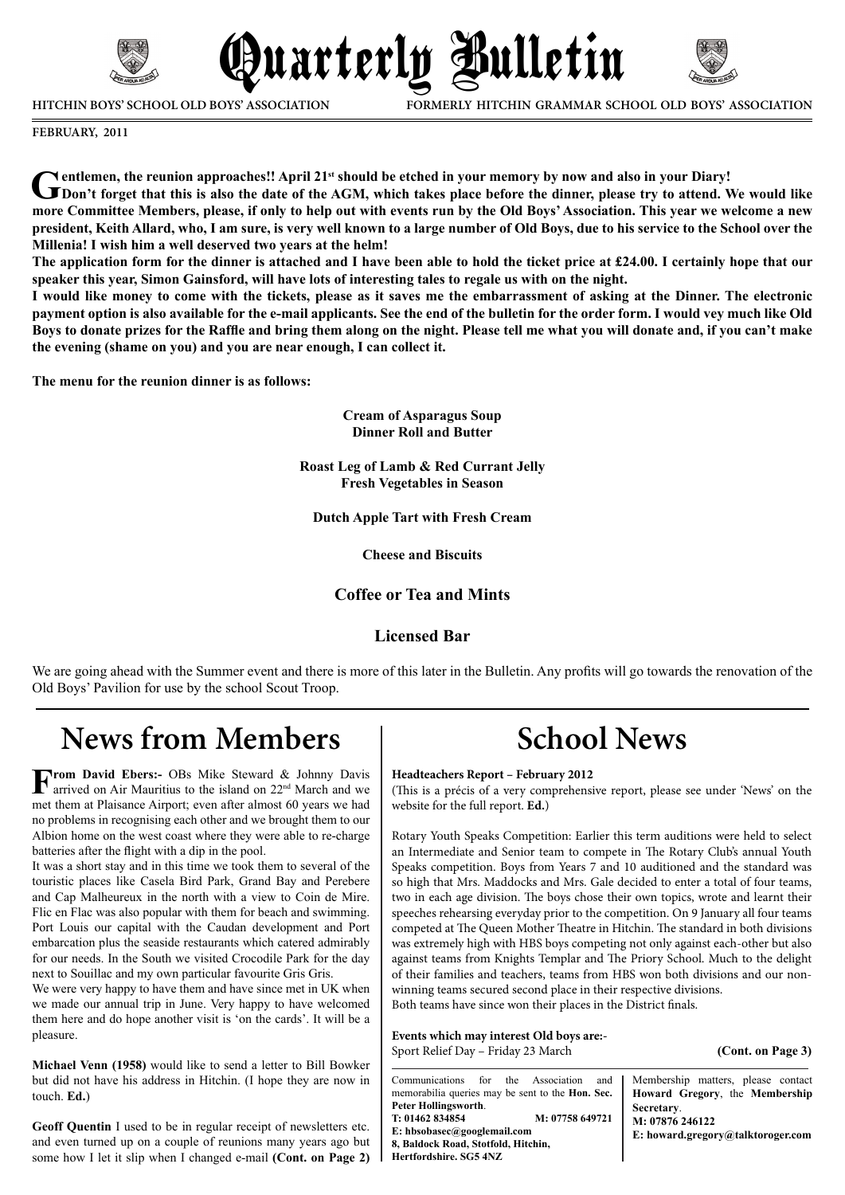# Quarterly Bulletin

**HITCHIN BOYS' SCHOOL OLD BOYS' ASSOCIATION** — **FORMERLY HITCHIN GRAMMAR SCHOOL OLD BOYS' ASSOCIATION**

**FEBRUARY, 2011**

**Gentlemen, the reunion approaches!! April 21st should be etched in your memory by now and also in your Diary!**
**Don't forget that this is also the date of the AGM, which takes place before the dinner, please try to attend. We would like more Committee Members, please, if only to help out with events run by the Old Boys' Association. This year we welcome a new president, Keith Allard, who, I am sure, is very well known to a large number of Old Boys, due to his service to the School over the Millenia! I wish him a well deserved two years at the helm!**

**The application form for the dinner is attached and I have been able to hold the ticket price at £24.00. I certainly hope that our speaker this year, Simon Gainsford, will have lots of interesting tales to regale us with on the night.**

**I would like money to come with the tickets, please as it saves me the embarrassment of asking at the Dinner. The electronic payment option is also available for the e-mail applicants. See the end of the bulletin for the order form. I would vey much like Old Boys to donate prizes for the Raffle and bring them along on the night. Please tell me what you will donate and, if you can't make the evening (shame on you) and you are near enough, I can collect it.**

**The menu for the reunion dinner is as follows:**

**Cream of Asparagus Soup**
**Dinner Roll and Butter**

**Roast Leg of Lamb & Red Currant Jelly**
**Fresh Vegetables in Season**

**Dutch Apple Tart with Fresh Cream**

**Cheese and Biscuits**

**Coffee or Tea and Mints**

**Licensed Bar**

We are going ahead with the Summer event and there is more of this later in the Bulletin. Any profits will go towards the renovation of the Old Boys' Pavilion for use by the school Scout Troop.

## News from Members

**From David Ebers:-** OBs Mike Steward & Johnny Davis arrived on Air Mauritius to the island on 22nd March and we met them at Plaisance Airport; even after almost 60 years we had no problems in recognising each other and we brought them to our Albion home on the west coast where they were able to re-charge batteries after the flight with a dip in the pool.

It was a short stay and in this time we took them to several of the touristic places like Casela Bird Park, Grand Bay and Perebere and Cap Malheureux in the north with a view to Coin de Mire. Flic en Flac was also popular with them for beach and swimming. Port Louis our capital with the Caudan development and Port embarcation plus the seaside restaurants which catered admirably for our needs. In the South we visited Crocodile Park for the day next to Souillac and my own particular favourite Gris Gris.

We were very happy to have them and have since met in UK when we made our annual trip in June. Very happy to have welcomed them here and do hope another visit is 'on the cards'. It will be a pleasure.

**Michael Venn (1958)** would like to send a letter to Bill Bowker but did not have his address in Hitchin. (I hope they are now in touch. **Ed.**)

**Geoff Quentin** I used to be in regular receipt of newsletters etc. and even turned up on a couple of reunions many years ago but some how I let it slip when I changed e-mail **(Cont. on Page 2)**

## School News

**Headteachers Report – February 2012**

(This is a précis of a very comprehensive report, please see under 'News' on the website for the full report. **Ed.**)

Rotary Youth Speaks Competition: Earlier this term auditions were held to select an Intermediate and Senior team to compete in The Rotary Club's annual Youth Speaks competition. Boys from Years 7 and 10 auditioned and the standard was so high that Mrs. Maddocks and Mrs. Gale decided to enter a total of four teams, two in each age division. The boys chose their own topics, wrote and learnt their speeches rehearsing everyday prior to the competition. On 9 January all four teams competed at The Queen Mother Theatre in Hitchin. The standard in both divisions was extremely high with HBS boys competing not only against each-other but also against teams from Knights Templar and The Priory School. Much to the delight of their families and teachers, teams from HBS won both divisions and our non-winning teams secured second place in their respective divisions.

Both teams have since won their places in the District finals.

**Events which may interest Old boys are:-**

Sport Relief Day – Friday 23 March **(Cont. on Page 3)**

Communications for the Association and memorabilia queries may be sent to the **Hon. Sec. Peter Hollingsworth**.
**T: 01462 834854 M: 07758 649721**
**E: hbsobasec@googlemail.com**
**8, Baldock Road, Stotfold, Hitchin, Hertfordshire. SG5 4NZ**

Membership matters, please contact **Howard Gregory**, the **Membership Secretary**.
**M: 07876 246122**
**E: howard.gregory@talktoroger.com**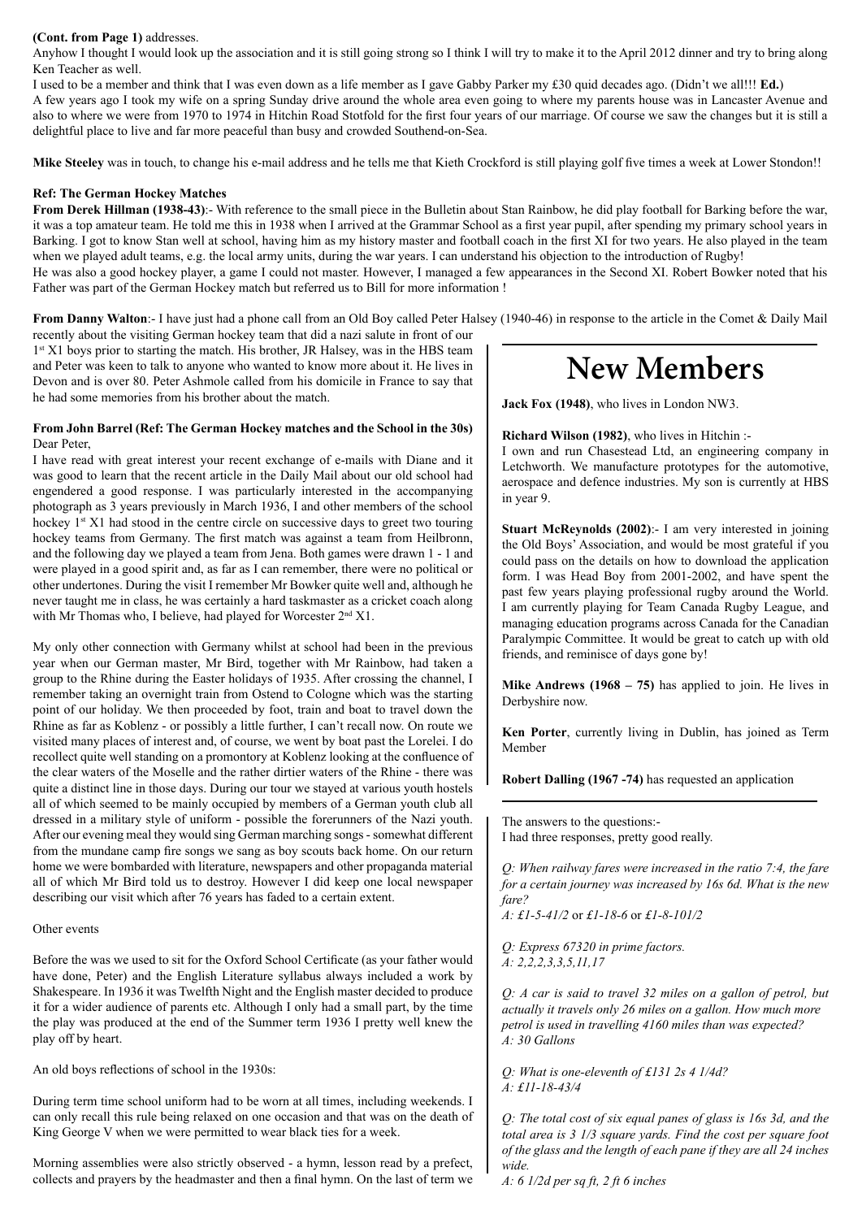**(Cont. from Page 1)** addresses.

Anyhow I thought I would look up the association and it is still going strong so I think I will try to make it to the April 2012 dinner and try to bring along Ken Teacher as well.

I used to be a member and think that I was even down as a life member as I gave Gabby Parker my £30 quid decades ago. (Didn't we all!!! **Ed.**)

A few years ago I took my wife on a spring Sunday drive around the whole area even going to where my parents house was in Lancaster Avenue and also to where we were from 1970 to 1974 in Hitchin Road Stotfold for the first four years of our marriage. Of course we saw the changes but it is still a delightful place to live and far more peaceful than busy and crowded Southend-on-Sea.

**Mike Steeley** was in touch, to change his e-mail address and he tells me that Kieth Crockford is still playing golf five times a week at Lower Stondon!!

**Ref: The German Hockey Matches**

**From Derek Hillman (1938-43)**:- With reference to the small piece in the Bulletin about Stan Rainbow, he did play football for Barking before the war, it was a top amateur team. He told me this in 1938 when I arrived at the Grammar School as a first year pupil, after spending my primary school years in Barking. I got to know Stan well at school, having him as my history master and football coach in the first XI for two years. He also played in the team when we played adult teams, e.g. the local army units, during the war years. I can understand his objection to the introduction of Rugby!

He was also a good hockey player, a game I could not master. However, I managed a few appearances in the Second XI. Robert Bowker noted that his Father was part of the German Hockey match but referred us to Bill for more information !

**From Danny Walton**:- I have just had a phone call from an Old Boy called Peter Halsey (1940-46) in response to the article in the Comet & Daily Mail recently about the visiting German hockey team that did a nazi salute in front of our 1st X1 boys prior to starting the match. His brother, JR Halsey, was in the HBS team and Peter was keen to talk to anyone who wanted to know more about it. He lives in Devon and is over 80. Peter Ashmole called from his domicile in France to say that he had some memories from his brother about the match.

**From John Barrel (Ref: The German Hockey matches and the School in the 30s)**

Dear Peter,

I have read with great interest your recent exchange of e-mails with Diane and it was good to learn that the recent article in the Daily Mail about our old school had engendered a good response. I was particularly interested in the accompanying photograph as 3 years previously in March 1936, I and other members of the school hockey 1st X1 had stood in the centre circle on successive days to greet two touring hockey teams from Germany. The first match was against a team from Heilbronn, and the following day we played a team from Jena. Both games were drawn 1 - 1 and were played in a good spirit and, as far as I can remember, there were no political or other undertones. During the visit I remember Mr Bowker quite well and, although he never taught me in class, he was certainly a hard taskmaster as a cricket coach along with Mr Thomas who, I believe, had played for Worcester 2nd X1.

My only other connection with Germany whilst at school had been in the previous year when our German master, Mr Bird, together with Mr Rainbow, had taken a group to the Rhine during the Easter holidays of 1935. After crossing the channel, I remember taking an overnight train from Ostend to Cologne which was the starting point of our holiday. We then proceeded by foot, train and boat to travel down the Rhine as far as Koblenz - or possibly a little further, I can't recall now. On route we visited many places of interest and, of course, we went by boat past the Lorelei. I do recollect quite well standing on a promontory at Koblenz looking at the confluence of the clear waters of the Moselle and the rather dirtier waters of the Rhine - there was quite a distinct line in those days. During our tour we stayed at various youth hostels all of which seemed to be mainly occupied by members of a German youth club all dressed in a military style of uniform - possible the forerunners of the Nazi youth. After our evening meal they would sing German marching songs - somewhat different from the mundane camp fire songs we sang as boy scouts back home. On our return home we were bombarded with literature, newspapers and other propaganda material all of which Mr Bird told us to destroy. However I did keep one local newspaper describing our visit which after 76 years has faded to a certain extent.

Other events

Before the was we used to sit for the Oxford School Certificate (as your father would have done, Peter) and the English Literature syllabus always included a work by Shakespeare. In 1936 it was Twelfth Night and the English master decided to produce it for a wider audience of parents etc. Although I only had a small part, by the time the play was produced at the end of the Summer term 1936 I pretty well knew the play off by heart.

An old boys reflections of school in the 1930s:

During term time school uniform had to be worn at all times, including weekends. I can only recall this rule being relaxed on one occasion and that was on the death of King George V when we were permitted to wear black ties for a week.

Morning assemblies were also strictly observed - a hymn, lesson read by a prefect, collects and prayers by the headmaster and then a final hymn. On the last of term we

# New Members

**Jack Fox (1948)**, who lives in London NW3.

**Richard Wilson (1982)**, who lives in Hitchin :-

I own and run Chasestead Ltd, an engineering company in Letchworth. We manufacture prototypes for the automotive, aerospace and defence industries. My son is currently at HBS in year 9.

**Stuart McReynolds (2002)**:- I am very interested in joining the Old Boys' Association, and would be most grateful if you could pass on the details on how to download the application form. I was Head Boy from 2001-2002, and have spent the past few years playing professional rugby around the World. I am currently playing for Team Canada Rugby League, and managing education programs across Canada for the Canadian Paralympic Committee. It would be great to catch up with old friends, and reminisce of days gone by!

**Mike Andrews (1968 – 75)** has applied to join. He lives in Derbyshire now.

**Ken Porter**, currently living in Dublin, has joined as Term Member

**Robert Dalling (1967 -74)** has requested an application

The answers to the questions:-

I had three responses, pretty good really.

*Q: When railway fares were increased in the ratio 7:4, the fare for a certain journey was increased by 16s 6d. What is the new fare?*

*A: £1-5-41/2* or *£1-18-6* or *£1-8-101/2*

*Q: Express 67320 in prime factors.*

*A: 2,2,2,3,3,5,11,17*

*Q: A car is said to travel 32 miles on a gallon of petrol, but actually it travels only 26 miles on a gallon. How much more petrol is used in travelling 4160 miles than was expected?*

*A: 30 Gallons*

*Q: What is one-eleventh of £131 2s 4 1/4d?*

*A: £11-18-43/4*

*Q: The total cost of six equal panes of glass is 16s 3d, and the total area is 3 1/3 square yards. Find the cost per square foot of the glass and the length of each pane if they are all 24 inches wide.*

*A: 6 1/2d per sq ft, 2 ft 6 inches*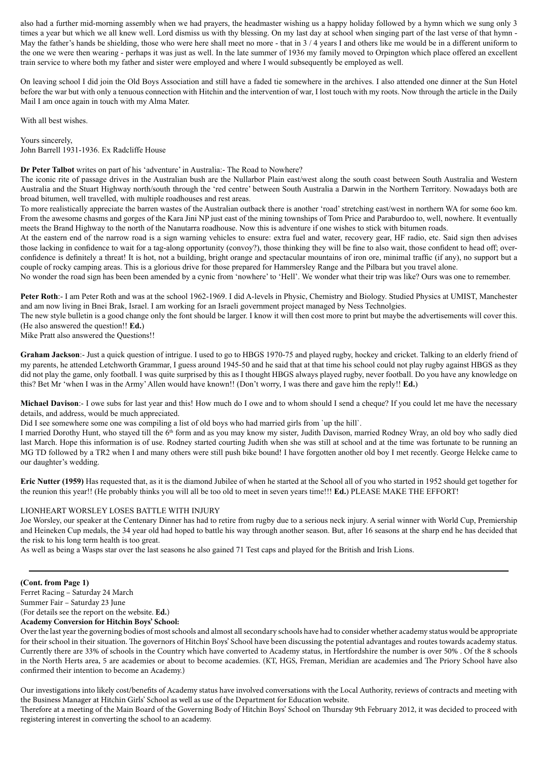also had a further mid-morning assembly when we had prayers, the headmaster wishing us a happy holiday followed by a hymn which we sung only 3 times a year but which we all knew well. Lord dismiss us with thy blessing. On my last day at school when singing part of the last verse of that hymn - May the father's hands be shielding, those who were here shall meet no more - that in 3 / 4 years I and others like me would be in a different uniform to the one we were then wearing - perhaps it was just as well. In the late summer of 1936 my family moved to Orpington which place offered an excellent train service to where both my father and sister were employed and where I would subsequently be employed as well.

On leaving school I did join the Old Boys Association and still have a faded tie somewhere in the archives. I also attended one dinner at the Sun Hotel before the war but with only a tenuous connection with Hitchin and the intervention of war, I lost touch with my roots. Now through the article in the Daily Mail I am once again in touch with my Alma Mater.

With all best wishes.

Yours sincerely,
John Barrell 1931-1936. Ex Radcliffe House

**Dr Peter Talbot** writes on part of his 'adventure' in Australia:- The Road to Nowhere?

The iconic rite of passage drives in the Australian bush are the Nullarbor Plain east/west along the south coast between South Australia and Western Australia and the Stuart Highway north/south through the 'red centre' between South Australia a Darwin in the Northern Territory. Nowadays both are broad bitumen, well travelled, with multiple roadhouses and rest areas.

To more realistically appreciate the barren wastes of the Australian outback there is another 'road' stretching east/west in northern WA for some 6oo km. From the awesome chasms and gorges of the Kara Jini NP just east of the mining townships of Tom Price and Paraburdoo to, well, nowhere. It eventually meets the Brand Highway to the north of the Nanutarra roadhouse. Now this is adventure if one wishes to stick with bitumen roads.

At the eastern end of the narrow road is a sign warning vehicles to ensure: extra fuel and water, recovery gear, HF radio, etc. Said sign then advises those lacking in confidence to wait for a tag-along opportunity (convoy?), those thinking they will be fine to also wait, those confident to head off; over-confidence is definitely a threat! It is hot, not a building, bright orange and spectacular mountains of iron ore, minimal traffic (if any), no support but a couple of rocky camping areas. This is a glorious drive for those prepared for Hammersley Range and the Pilbara but you travel alone.

No wonder the road sign has been been amended by a cynic from 'nowhere' to 'Hell'. We wonder what their trip was like? Ours was one to remember.

**Peter Roth**:- I am Peter Roth and was at the school 1962-1969. I did A-levels in Physic, Chemistry and Biology. Studied Physics at UMIST, Manchester and am now living in Bnei Brak, Israel. I am working for an Israeli government project managed by Ness Technolgies.

The new style bulletin is a good change only the font should be larger. I know it will then cost more to print but maybe the advertisements will cover this. (He also answered the question!! **Ed.**)

Mike Pratt also answered the Questions!!

**Graham Jackson**:- Just a quick question of intrigue. I used to go to HBGS 1970-75 and played rugby, hockey and cricket. Talking to an elderly friend of my parents, he attended Letchworth Grammar, I guess around 1945-50 and he said that at that time his school could not play rugby against HBGS as they did not play the game, only football. I was quite surprised by this as I thought HBGS always played rugby, never football. Do you have any knowledge on this? Bet Mr 'when I was in the Army' Allen would have known!! (Don't worry, I was there and gave him the reply!! **Ed.**)

**Michael Davison**:- I owe subs for last year and this! How much do I owe and to whom should I send a cheque? If you could let me have the necessary details, and address, would be much appreciated.

Did I see somewhere some one was compiling a list of old boys who had married girls from `up the hill`.

I married Dorothy Hunt, who stayed till the 6th form and as you may know my sister, Judith Davison, married Rodney Wray, an old boy who sadly died last March. Hope this information is of use. Rodney started courting Judith when she was still at school and at the time was fortunate to be running an MG TD followed by a TR2 when I and many others were still push bike bound! I have forgotten another old boy I met recently. George Helcke came to our daughter's wedding.

**Eric Nutter (1959)** Has requested that, as it is the diamond Jubilee of when he started at the School all of you who started in 1952 should get together for the reunion this year!! (He probably thinks you will all be too old to meet in seven years time!!! **Ed.**) PLEASE MAKE THE EFFORT!

LIONHEART WORSLEY LOSES BATTLE WITH INJURY

Joe Worsley, our speaker at the Centenary Dinner has had to retire from rugby due to a serious neck injury. A serial winner with World Cup, Premiership and Heineken Cup medals, the 34 year old had hoped to battle his way through another season. But, after 16 seasons at the sharp end he has decided that the risk to his long term health is too great.

As well as being a Wasps star over the last seasons he also gained 71 Test caps and played for the British and Irish Lions.

---

**(Cont. from Page 1)**

Ferret Racing – Saturday 24 March
Summer Fair – Saturday 23 June
(For details see the report on the website. **Ed.**)

**Academy Conversion for Hitchin Boys' School:**

Over the last year the governing bodies of most schools and almost all secondary schools have had to consider whether academy status would be appropriate for their school in their situation. The governors of Hitchin Boys' School have been discussing the potential advantages and routes towards academy status. Currently there are 33% of schools in the Country which have converted to Academy status, in Hertfordshire the number is over 50% . Of the 8 schools in the North Herts area, 5 are academies or about to become academies. (KT, HGS, Freman, Meridian are academies and The Priory School have also confirmed their intention to become an Academy.)

Our investigations into likely cost/benefits of Academy status have involved conversations with the Local Authority, reviews of contracts and meeting with the Business Manager at Hitchin Girls' School as well as use of the Department for Education website.

Therefore at a meeting of the Main Board of the Governing Body of Hitchin Boys' School on Thursday 9th February 2012, it was decided to proceed with registering interest in converting the school to an academy.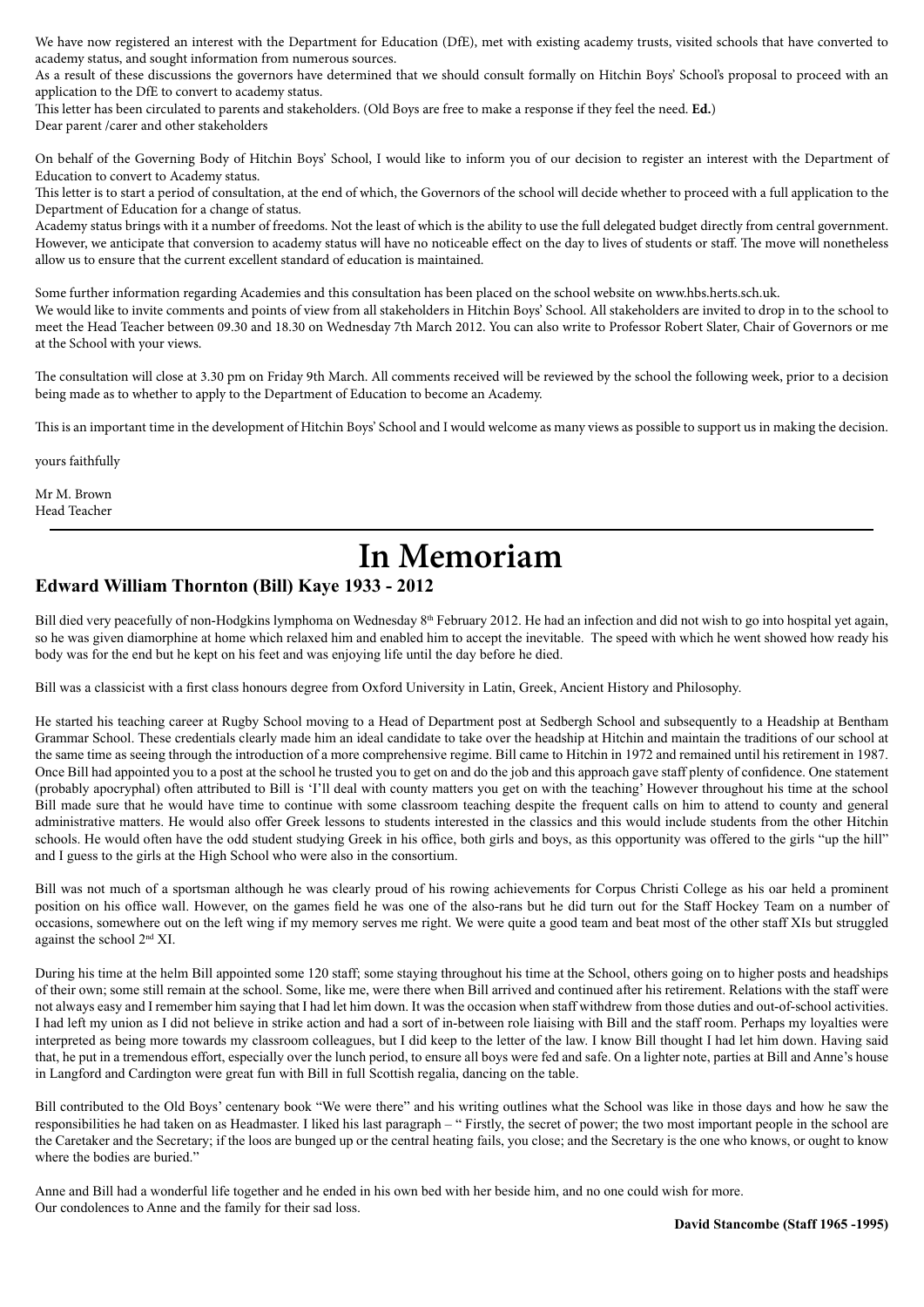We have now registered an interest with the Department for Education (DfE), met with existing academy trusts, visited schools that have converted to academy status, and sought information from numerous sources.

As a result of these discussions the governors have determined that we should consult formally on Hitchin Boys' School's proposal to proceed with an application to the DfE to convert to academy status.

This letter has been circulated to parents and stakeholders. (Old Boys are free to make a response if they feel the need. **Ed.**)

Dear parent /carer and other stakeholders

On behalf of the Governing Body of Hitchin Boys' School, I would like to inform you of our decision to register an interest with the Department of Education to convert to Academy status.

This letter is to start a period of consultation, at the end of which, the Governors of the school will decide whether to proceed with a full application to the Department of Education for a change of status.

Academy status brings with it a number of freedoms. Not the least of which is the ability to use the full delegated budget directly from central government. However, we anticipate that conversion to academy status will have no noticeable effect on the day to lives of students or staff. The move will nonetheless allow us to ensure that the current excellent standard of education is maintained.

Some further information regarding Academies and this consultation has been placed on the school website on www.hbs.herts.sch.uk.

We would like to invite comments and points of view from all stakeholders in Hitchin Boys' School. All stakeholders are invited to drop in to the school to meet the Head Teacher between 09.30 and 18.30 on Wednesday 7th March 2012. You can also write to Professor Robert Slater, Chair of Governors or me at the School with your views.

The consultation will close at 3.30 pm on Friday 9th March. All comments received will be reviewed by the school the following week, prior to a decision being made as to whether to apply to the Department of Education to become an Academy.

This is an important time in the development of Hitchin Boys' School and I would welcome as many views as possible to support us in making the decision.

yours faithfully

Mr M. Brown
Head Teacher

---

# In Memoriam

## Edward William Thornton (Bill) Kaye 1933 - 2012

Bill died very peacefully of non-Hodgkins lymphoma on Wednesday 8th February 2012. He had an infection and did not wish to go into hospital yet again, so he was given diamorphine at home which relaxed him and enabled him to accept the inevitable. The speed with which he went showed how ready his body was for the end but he kept on his feet and was enjoying life until the day before he died.

Bill was a classicist with a first class honours degree from Oxford University in Latin, Greek, Ancient History and Philosophy.

He started his teaching career at Rugby School moving to a Head of Department post at Sedbergh School and subsequently to a Headship at Bentham Grammar School. These credentials clearly made him an ideal candidate to take over the headship at Hitchin and maintain the traditions of our school at the same time as seeing through the introduction of a more comprehensive regime. Bill came to Hitchin in 1972 and remained until his retirement in 1987. Once Bill had appointed you to a post at the school he trusted you to get on and do the job and this approach gave staff plenty of confidence. One statement (probably apocryphal) often attributed to Bill is 'I'll deal with county matters you get on with the teaching' However throughout his time at the school Bill made sure that he would have time to continue with some classroom teaching despite the frequent calls on him to attend to county and general administrative matters. He would also offer Greek lessons to students interested in the classics and this would include students from the other Hitchin schools. He would often have the odd student studying Greek in his office, both girls and boys, as this opportunity was offered to the girls "up the hill" and I guess to the girls at the High School who were also in the consortium.

Bill was not much of a sportsman although he was clearly proud of his rowing achievements for Corpus Christi College as his oar held a prominent position on his office wall. However, on the games field he was one of the also-rans but he did turn out for the Staff Hockey Team on a number of occasions, somewhere out on the left wing if my memory serves me right. We were quite a good team and beat most of the other staff XIs but struggled against the school 2nd XI.

During his time at the helm Bill appointed some 120 staff; some staying throughout his time at the School, others going on to higher posts and headships of their own; some still remain at the school. Some, like me, were there when Bill arrived and continued after his retirement. Relations with the staff were not always easy and I remember him saying that I had let him down. It was the occasion when staff withdrew from those duties and out-of-school activities. I had left my union as I did not believe in strike action and had a sort of in-between role liaising with Bill and the staff room. Perhaps my loyalties were interpreted as being more towards my classroom colleagues, but I did keep to the letter of the law. I know Bill thought I had let him down. Having said that, he put in a tremendous effort, especially over the lunch period, to ensure all boys were fed and safe. On a lighter note, parties at Bill and Anne's house in Langford and Cardington were great fun with Bill in full Scottish regalia, dancing on the table.

Bill contributed to the Old Boys' centenary book "We were there" and his writing outlines what the School was like in those days and how he saw the responsibilities he had taken on as Headmaster. I liked his last paragraph – " Firstly, the secret of power; the two most important people in the school are the Caretaker and the Secretary; if the loos are bunged up or the central heating fails, you close; and the Secretary is the one who knows, or ought to know where the bodies are buried."

Anne and Bill had a wonderful life together and he ended in his own bed with her beside him, and no one could wish for more.
Our condolences to Anne and the family for their sad loss.

**David Stancombe (Staff 1965 -1995)**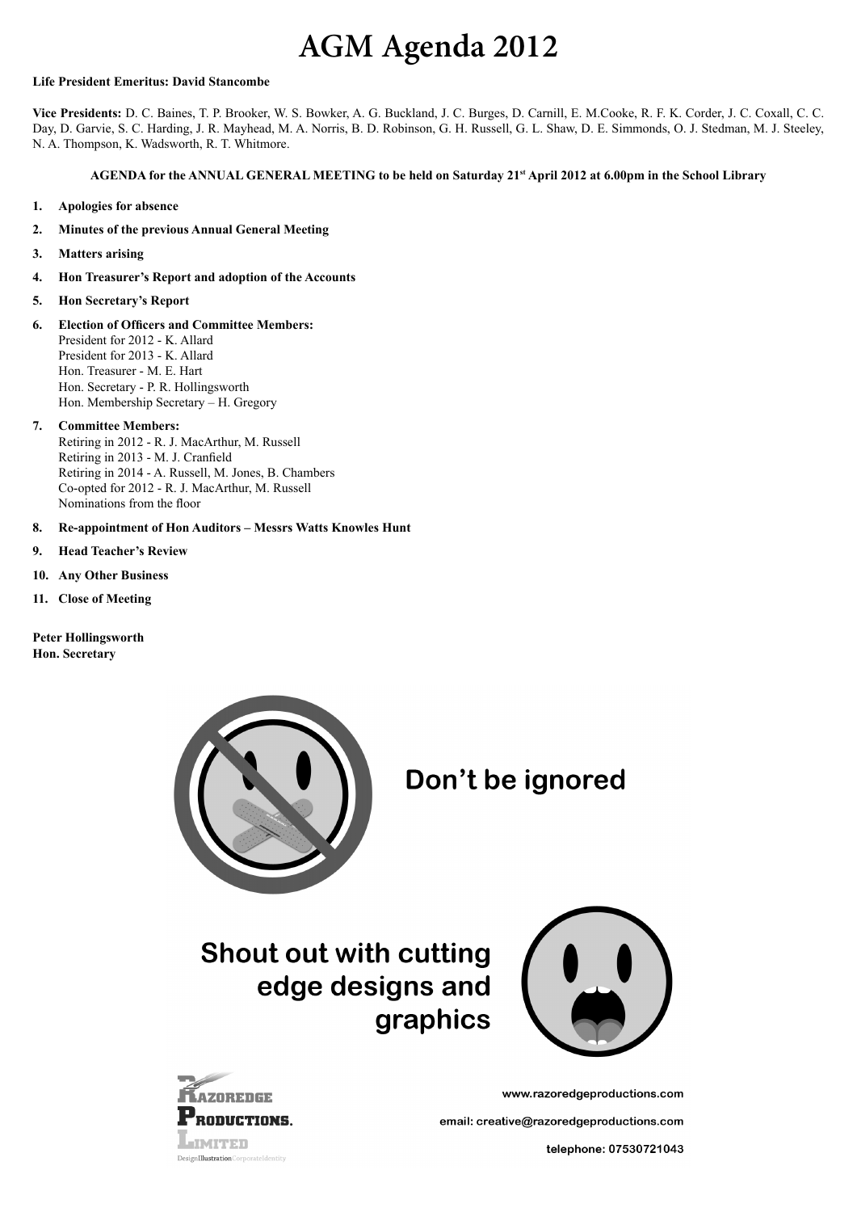# AGM Agenda 2012

**Life President Emeritus: David Stancombe**

**Vice Presidents:** D. C. Baines, T. P. Brooker, W. S. Bowker, A. G. Buckland, J. C. Burges, D. Carnill, E. M.Cooke, R. F. K. Corder, J. C. Coxall, C. C. Day, D. Garvie, S. C. Harding, J. R. Mayhead, M. A. Norris, B. D. Robinson, G. H. Russell, G. L. Shaw, D. E. Simmonds, O. J. Stedman, M. J. Steeley, N. A. Thompson, K. Wadsworth, R. T. Whitmore.

**AGENDA for the ANNUAL GENERAL MEETING to be held on Saturday 21st April 2012 at 6.00pm in the School Library**

1. **Apologies for absence**
2. **Minutes of the previous Annual General Meeting**
3. **Matters arising**
4. **Hon Treasurer's Report and adoption of the Accounts**
5. **Hon Secretary's Report**
6. **Election of Officers and Committee Members:**
   President for 2012 - K. Allard
   President for 2013 - K. Allard
   Hon. Treasurer - M. E. Hart
   Hon. Secretary - P. R. Hollingsworth
   Hon. Membership Secretary – H. Gregory
7. **Committee Members:**
   Retiring in 2012 - R. J. MacArthur, M. Russell
   Retiring in 2013 - M. J. Cranfield
   Retiring in 2014 - A. Russell, M. Jones, B. Chambers
   Co-opted for 2012 - R. J. MacArthur, M. Russell
   Nominations from the floor
8. **Re-appointment of Hon Auditors – Messrs Watts Knowles Hunt**
9. **Head Teacher's Review**
10. **Any Other Business**
11. **Close of Meeting**

**Peter Hollingsworth**
**Hon. Secretary**

**Don't be ignored**

**Shout out with cutting edge designs and graphics**

Razoredge Productions. Limited
Design Illustration Corporate Identity

www.razoredgeproductions.com
email: creative@razoredgeproductions.com
telephone: 07530721043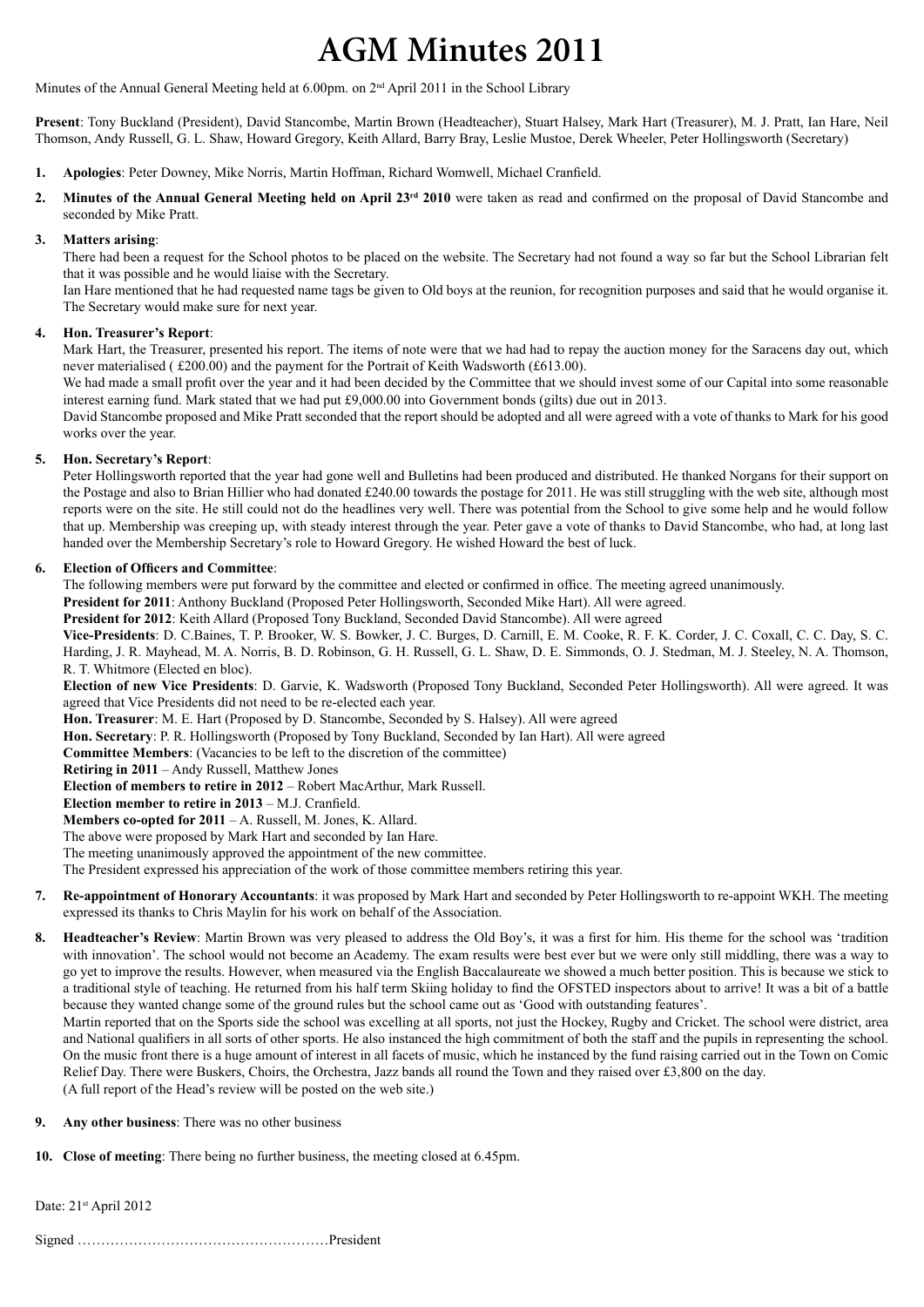# AGM Minutes 2011

Minutes of the Annual General Meeting held at 6.00pm. on 2nd April 2011 in the School Library

**Present**: Tony Buckland (President), David Stancombe, Martin Brown (Headteacher), Stuart Halsey, Mark Hart (Treasurer), M. J. Pratt, Ian Hare, Neil Thomson, Andy Russell, G. L. Shaw, Howard Gregory, Keith Allard, Barry Bray, Leslie Mustoe, Derek Wheeler, Peter Hollingsworth (Secretary)

1. **Apologies**: Peter Downey, Mike Norris, Martin Hoffman, Richard Womwell, Michael Cranfield.

2. **Minutes of the Annual General Meeting held on April 23rd 2010** were taken as read and confirmed on the proposal of David Stancombe and seconded by Mike Pratt.

3. **Matters arising**:

   There had been a request for the School photos to be placed on the website. The Secretary had not found a way so far but the School Librarian felt that it was possible and he would liaise with the Secretary.

   Ian Hare mentioned that he had requested name tags be given to Old boys at the reunion, for recognition purposes and said that he would organise it. The Secretary would make sure for next year.

4. **Hon. Treasurer's Report**:

   Mark Hart, the Treasurer, presented his report. The items of note were that we had had to repay the auction money for the Saracens day out, which never materialised ( £200.00) and the payment for the Portrait of Keith Wadsworth (£613.00).

   We had made a small profit over the year and it had been decided by the Committee that we should invest some of our Capital into some reasonable interest earning fund. Mark stated that we had put £9,000.00 into Government bonds (gilts) due out in 2013.

   David Stancombe proposed and Mike Pratt seconded that the report should be adopted and all were agreed with a vote of thanks to Mark for his good works over the year.

5. **Hon. Secretary's Report**:

   Peter Hollingsworth reported that the year had gone well and Bulletins had been produced and distributed. He thanked Norgans for their support on the Postage and also to Brian Hillier who had donated £240.00 towards the postage for 2011. He was still struggling with the web site, although most reports were on the site. He still could not do the headlines very well. There was potential from the School to give some help and he would follow that up. Membership was creeping up, with steady interest through the year. Peter gave a vote of thanks to David Stancombe, who had, at long last handed over the Membership Secretary's role to Howard Gregory. He wished Howard the best of luck.

6. **Election of Officers and Committee**:

   The following members were put forward by the committee and elected or confirmed in office. The meeting agreed unanimously.

   **President for 2011**: Anthony Buckland (Proposed Peter Hollingsworth, Seconded Mike Hart). All were agreed.

   **President for 2012**: Keith Allard (Proposed Tony Buckland, Seconded David Stancombe). All were agreed

   **Vice-Presidents**: D. C.Baines, T. P. Brooker, W. S. Bowker, J. C. Burges, D. Carnill, E. M. Cooke, R. F. K. Corder, J. C. Coxall, C. C. Day, S. C. Harding, J. R. Mayhead, M. A. Norris, B. D. Robinson, G. H. Russell, G. L. Shaw, D. E. Simmonds, O. J. Stedman, M. J. Steeley, N. A. Thomson, R. T. Whitmore (Elected en bloc).

   **Election of new Vice Presidents**: D. Garvie, K. Wadsworth (Proposed Tony Buckland, Seconded Peter Hollingsworth). All were agreed. It was agreed that Vice Presidents did not need to be re-elected each year.

   **Hon. Treasurer**: M. E. Hart (Proposed by D. Stancombe, Seconded by S. Halsey). All were agreed

   **Hon. Secretary**: P. R. Hollingsworth (Proposed by Tony Buckland, Seconded by Ian Hart). All were agreed

   **Committee Members**: (Vacancies to be left to the discretion of the committee)

   **Retiring in 2011** – Andy Russell, Matthew Jones

   **Election of members to retire in 2012** – Robert MacArthur, Mark Russell.

   **Election member to retire in 2013** – M.J. Cranfield.

   **Members co-opted for 2011** – A. Russell, M. Jones, K. Allard.

   The above were proposed by Mark Hart and seconded by Ian Hare.

   The meeting unanimously approved the appointment of the new committee.

   The President expressed his appreciation of the work of those committee members retiring this year.

7. **Re-appointment of Honorary Accountants**: it was proposed by Mark Hart and seconded by Peter Hollingsworth to re-appoint WKH. The meeting expressed its thanks to Chris Maylin for his work on behalf of the Association.

8. **Headteacher's Review**: Martin Brown was very pleased to address the Old Boy's, it was a first for him. His theme for the school was 'tradition with innovation'. The school would not become an Academy. The exam results were best ever but we were only still middling, there was a way to go yet to improve the results. However, when measured via the English Baccalaureate we showed a much better position. This is because we stick to a traditional style of teaching. He returned from his half term Skiing holiday to find the OFSTED inspectors about to arrive! It was a bit of a battle because they wanted change some of the ground rules but the school came out as 'Good with outstanding features'.

   Martin reported that on the Sports side the school was excelling at all sports, not just the Hockey, Rugby and Cricket. The school were district, area and National qualifiers in all sorts of other sports. He also instanced the high commitment of both the staff and the pupils in representing the school. On the music front there is a huge amount of interest in all facets of music, which he instanced by the fund raising carried out in the Town on Comic Relief Day. There were Buskers, Choirs, the Orchestra, Jazz bands all round the Town and they raised over £3,800 on the day.

   (A full report of the Head's review will be posted on the web site.)

9. **Any other business**: There was no other business

10. **Close of meeting**: There being no further business, the meeting closed at 6.45pm.

Date: 21st April 2012

Signed ………………………………………………President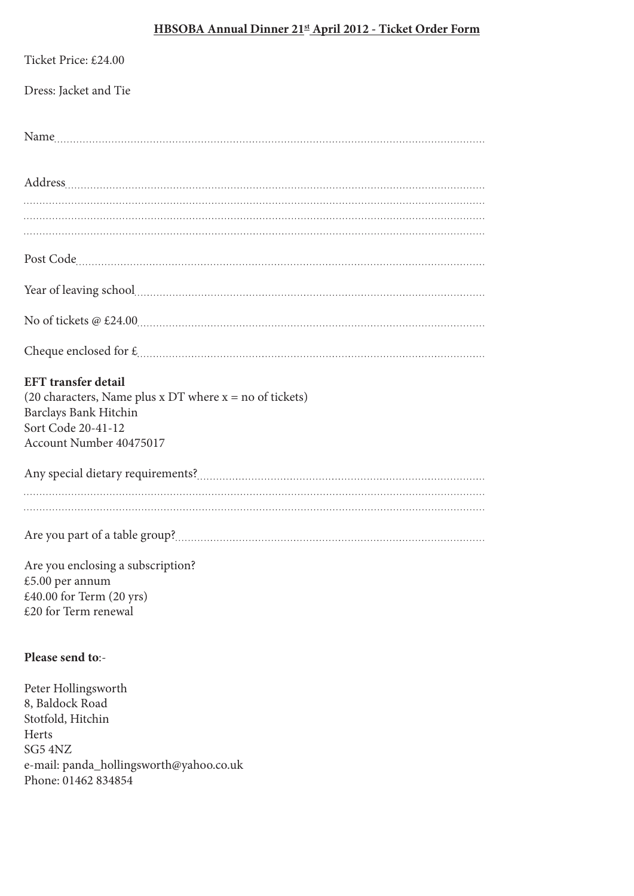## HBSOBA Annual Dinner 21st April 2012 - Ticket Order Form

Ticket Price: £24.00

Dress: Jacket and Tie

Name.......................................................................................................................................

Address...................................................................................................................................
.................................................................................................................................................
.................................................................................................................................................
.................................................................................................................................................

Post Code................................................................................................................................

Year of leaving school.............................................................................................................

No of tickets @ £24.00............................................................................................................

Cheque enclosed for £............................................................................................................

**EFT transfer detail**
(20 characters, Name plus x DT where x = no of tickets)
Barclays Bank Hitchin
Sort Code 20-41-12
Account Number 40475017

Any special dietary requirements?..........................................................................................
.................................................................................................................................................
.................................................................................................................................................

Are you part of a table group?.................................................................................................

Are you enclosing a subscription?
£5.00 per annum
£40.00 for Term (20 yrs)
£20 for Term renewal

**Please send to**:-

Peter Hollingsworth
8, Baldock Road
Stotfold, Hitchin
Herts
SG5 4NZ
e-mail: panda_hollingsworth@yahoo.co.uk
Phone: 01462 834854